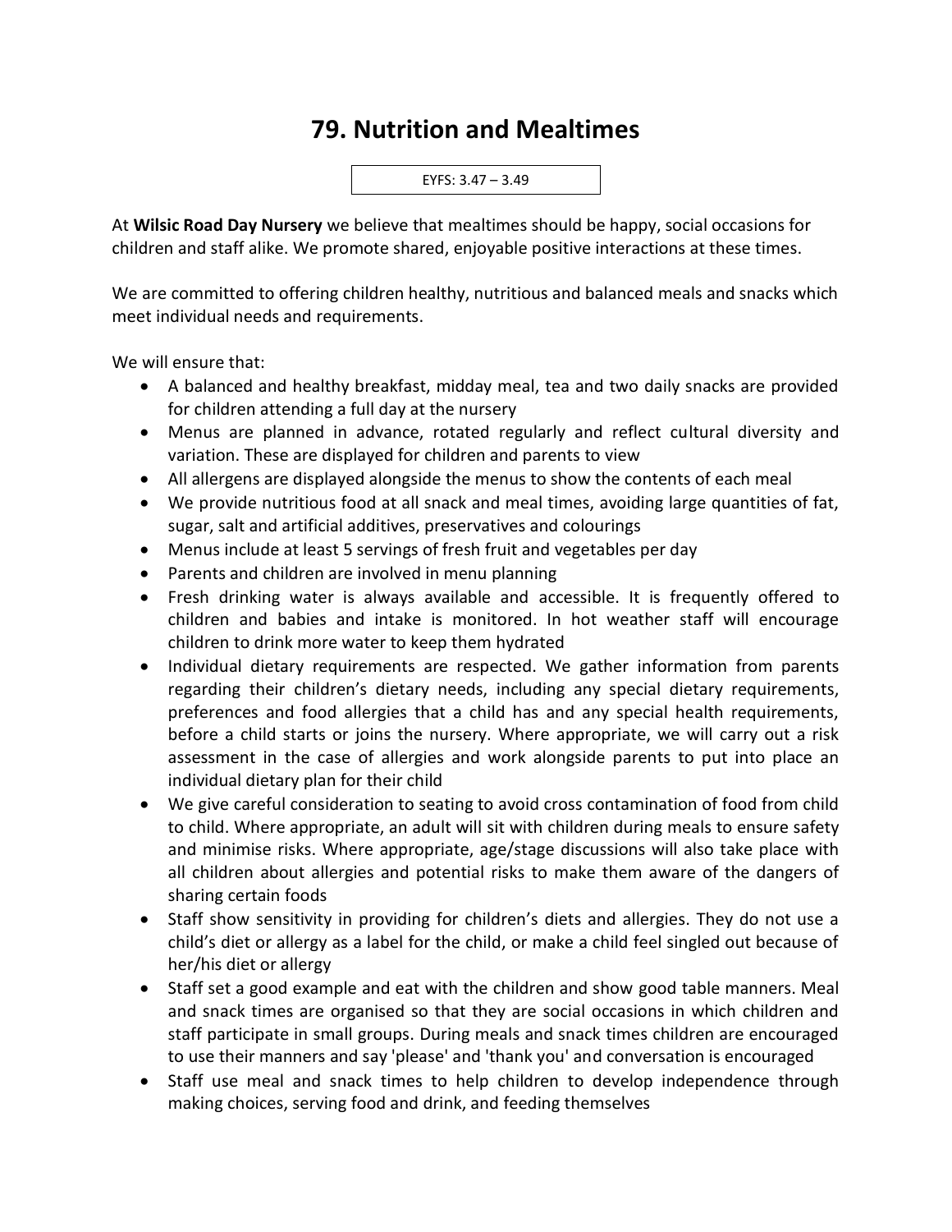# 79. Nutrition and Mealtimes

EYFS: 3.47 – 3.49

At **Wilsic Road Day Nursery** we believe that mealtimes should be happy, social occasions for children and staff alike. We promote shared, enjoyable positive interactions at these times.

We are committed to offering children healthy, nutritious and balanced meals and snacks which meet individual needs and requirements.

We will ensure that:

- A balanced and healthy breakfast, midday meal, tea and two daily snacks are provided for children attending a full day at the nursery
- Menus are planned in advance, rotated regularly and reflect cultural diversity and variation. These are displayed for children and parents to view
- All allergens are displayed alongside the menus to show the contents of each meal
- We provide nutritious food at all snack and meal times, avoiding large quantities of fat, sugar, salt and artificial additives, preservatives and colourings
- Menus include at least 5 servings of fresh fruit and vegetables per day
- Parents and children are involved in menu planning
- Fresh drinking water is always available and accessible. It is frequently offered to children and babies and intake is monitored. In hot weather staff will encourage children to drink more water to keep them hydrated
- Individual dietary requirements are respected. We gather information from parents regarding their children's dietary needs, including any special dietary requirements, preferences and food allergies that a child has and any special health requirements, before a child starts or joins the nursery. Where appropriate, we will carry out a risk assessment in the case of allergies and work alongside parents to put into place an individual dietary plan for their child
- We give careful consideration to seating to avoid cross contamination of food from child to child. Where appropriate, an adult will sit with children during meals to ensure safety and minimise risks. Where appropriate, age/stage discussions will also take place with all children about allergies and potential risks to make them aware of the dangers of sharing certain foods
- Staff show sensitivity in providing for children's diets and allergies. They do not use a child's diet or allergy as a label for the child, or make a child feel singled out because of her/his diet or allergy
- Staff set a good example and eat with the children and show good table manners. Meal and snack times are organised so that they are social occasions in which children and staff participate in small groups. During meals and snack times children are encouraged to use their manners and say 'please' and 'thank you' and conversation is encouraged
- Staff use meal and snack times to help children to develop independence through making choices, serving food and drink, and feeding themselves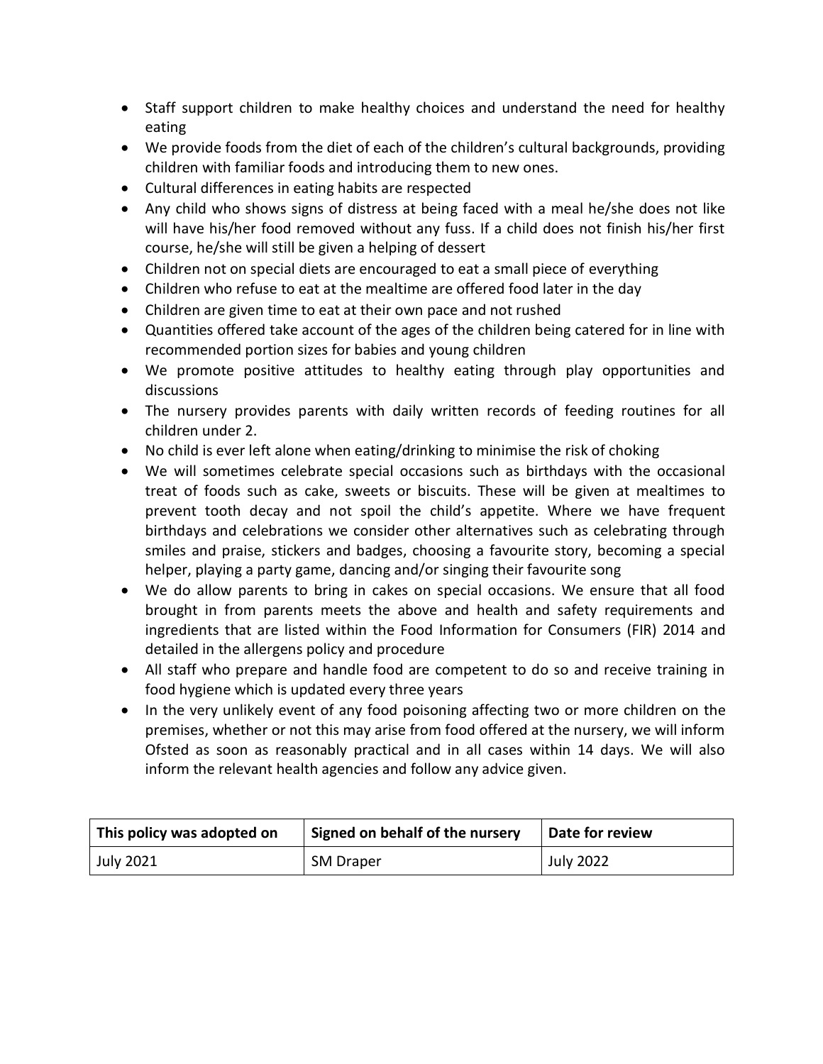- Staff support children to make healthy choices and understand the need for healthy eating
- We provide foods from the diet of each of the children's cultural backgrounds, providing children with familiar foods and introducing them to new ones.
- Cultural differences in eating habits are respected
- Any child who shows signs of distress at being faced with a meal he/she does not like will have his/her food removed without any fuss. If a child does not finish his/her first course, he/she will still be given a helping of dessert
- Children not on special diets are encouraged to eat a small piece of everything
- Children who refuse to eat at the mealtime are offered food later in the day
- Children are given time to eat at their own pace and not rushed
- Quantities offered take account of the ages of the children being catered for in line with recommended portion sizes for babies and young children
- We promote positive attitudes to healthy eating through play opportunities and discussions
- The nursery provides parents with daily written records of feeding routines for all children under 2.
- No child is ever left alone when eating/drinking to minimise the risk of choking
- We will sometimes celebrate special occasions such as birthdays with the occasional treat of foods such as cake, sweets or biscuits. These will be given at mealtimes to prevent tooth decay and not spoil the child's appetite. Where we have frequent birthdays and celebrations we consider other alternatives such as celebrating through smiles and praise, stickers and badges, choosing a favourite story, becoming a special helper, playing a party game, dancing and/or singing their favourite song
- We do allow parents to bring in cakes on special occasions. We ensure that all food brought in from parents meets the above and health and safety requirements and ingredients that are listed within the Food Information for Consumers (FIR) 2014 and detailed in the allergens policy and procedure
- All staff who prepare and handle food are competent to do so and receive training in food hygiene which is updated every three years
- In the very unlikely event of any food poisoning affecting two or more children on the premises, whether or not this may arise from food offered at the nursery, we will inform Ofsted as soon as reasonably practical and in all cases within 14 days. We will also inform the relevant health agencies and follow any advice given.

| This policy was adopted on | Signed on behalf of the nursery | Date for review |
|---|---|---|
| July 2021 | SM Draper | July 2022 |